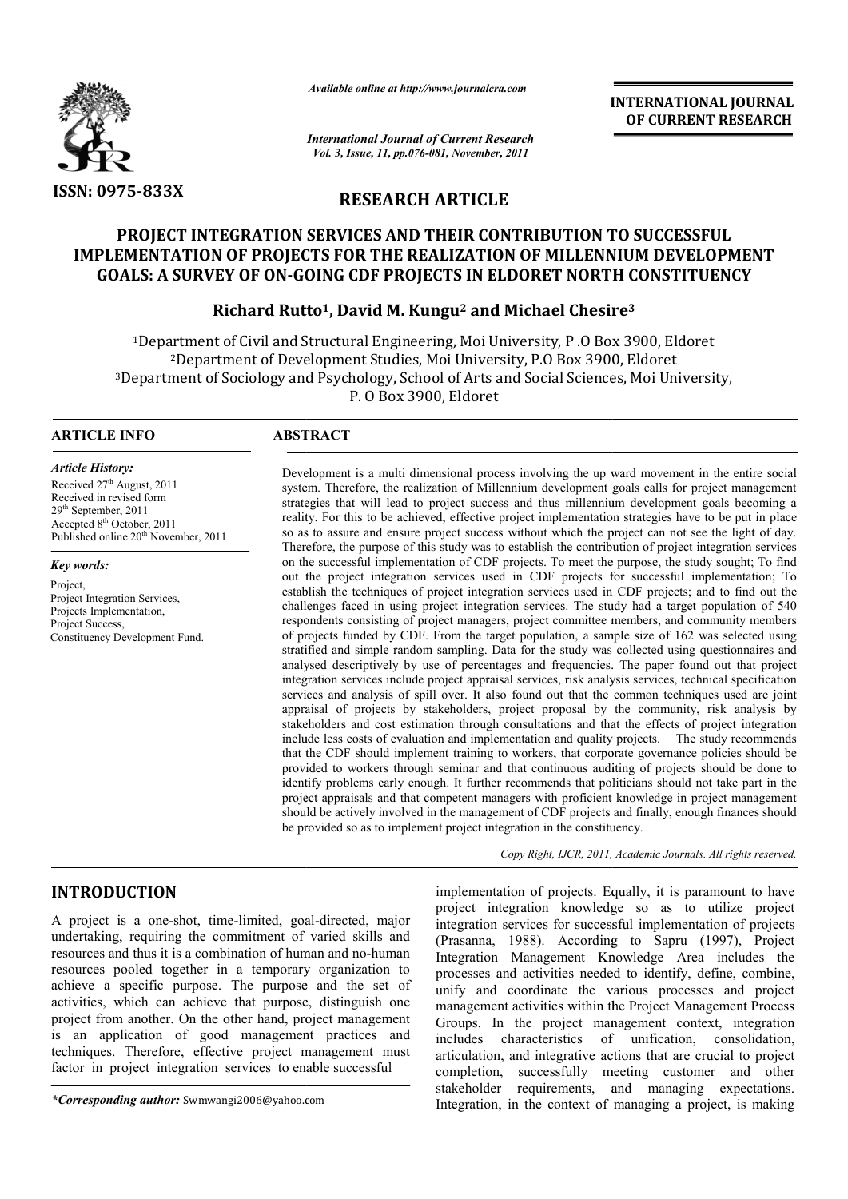ISSN: 0975-833X

*Available online at http://www.journalcra.com*

*International Journal of Current Research*
*Vol. 3, Issue, 11, pp.076-081, November, 2011*

**INTERNATIONAL JOURNAL OF CURRENT RESEARCH**

## RESEARCH ARTICLE

# PROJECT INTEGRATION SERVICES AND THEIR CONTRIBUTION TO SUCCESSFUL IMPLEMENTATION OF PROJECTS FOR THE REALIZATION OF MILLENNIUM DEVELOPMENT GOALS: A SURVEY OF ON-GOING CDF PROJECTS IN ELDORET NORTH CONSTITUENCY

**Richard Rutto[1], David M. Kungu[2] and Michael Chesire[3]**

[1]Department of Civil and Structural Engineering, Moi University, P .O Box 3900, Eldoret
[2]Department of Development Studies, Moi University, P.O Box 3900, Eldoret
[3]Department of Sociology and Psychology, School of Arts and Social Sciences, Moi University, P. O Box 3900, Eldoret

### ARTICLE INFO

*Article History:*
Received 27[th] August, 2011
Received in revised form 29[th] September, 2011
Accepted 8[th] October, 2011
Published online 20[th] November, 2011

*Key words:*
Project,
Project Integration Services,
Projects Implementation,
Project Success,
Constituency Development Fund.

### ABSTRACT

Development is a multi dimensional process involving the up ward movement in the entire social system. Therefore, the realization of Millennium development goals calls for project management strategies that will lead to project success and thus millennium development goals becoming a reality. For this to be achieved, effective project implementation strategies have to be put in place so as to assure and ensure project success without which the project can not see the light of day. Therefore, the purpose of this study was to establish the contribution of project integration services on the successful implementation of CDF projects. To meet the purpose, the study sought; To find out the project integration services used in CDF projects for successful implementation; To establish the techniques of project integration services used in CDF projects; and to find out the challenges faced in using project integration services. The study had a target population of 540 respondents consisting of project managers, project committee members, and community members of projects funded by CDF. From the target population, a sample size of 162 was selected using stratified and simple random sampling. Data for the study was collected using questionnaires and analysed descriptively by use of percentages and frequencies. The paper found out that project integration services include project appraisal services, risk analysis services, technical specification services and analysis of spill over. It also found out that the common techniques used are joint appraisal of projects by stakeholders, project proposal by the community, risk analysis by stakeholders and cost estimation through consultations and that the effects of project integration include less costs of evaluation and implementation and quality projects. The study recommends that the CDF should implement training to workers, that corporate governance policies should be provided to workers through seminar and that continuous auditing of projects should be done to identify problems early enough. It further recommends that politicians should not take part in the project appraisals and that competent managers with proficient knowledge in project management should be actively involved in the management of CDF projects and finally, enough finances should be provided so as to implement project integration in the constituency.

*Copy Right, IJCR, 2011, Academic Journals. All rights reserved.*

## INTRODUCTION

A project is a one-shot, time-limited, goal-directed, major undertaking, requiring the commitment of varied skills and resources and thus it is a combination of human and no-human resources pooled together in a temporary organization to achieve a specific purpose. The purpose and the set of activities, which can achieve that purpose, distinguish one project from another. On the other hand, project management is an application of good management practices and techniques. Therefore, effective project management must factor in project integration services to enable successful implementation of projects. Equally, it is paramount to have project integration knowledge so as to utilize project integration services for successful implementation of projects (Prasanna, 1988). According to Sapru (1997), Project Integration Management Knowledge Area includes the processes and activities needed to identify, define, combine, unify and coordinate the various processes and project management activities within the Project Management Process Groups. In the project management context, integration includes characteristics of unification, consolidation, articulation, and integrative actions that are crucial to project completion, successfully meeting customer and other stakeholder requirements, and managing expectations. Integration, in the context of managing a project, is making

*\*Corresponding author:* Swmwangi2006@yahoo.com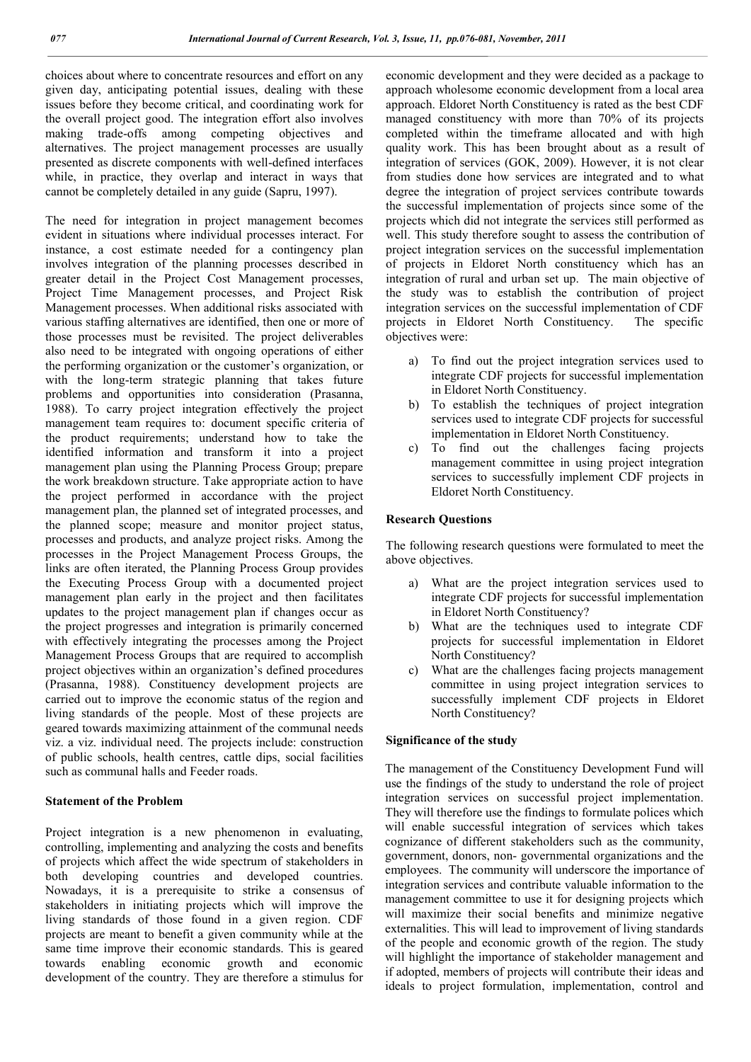choices about where to concentrate resources and effort on any given day, anticipating potential issues, dealing with these issues before they become critical, and coordinating work for the overall project good. The integration effort also involves making trade-offs among competing objectives and alternatives. The project management processes are usually presented as discrete components with well-defined interfaces while, in practice, they overlap and interact in ways that cannot be completely detailed in any guide (Sapru, 1997).

The need for integration in project management becomes evident in situations where individual processes interact. For instance, a cost estimate needed for a contingency plan involves integration of the planning processes described in greater detail in the Project Cost Management processes, Project Time Management processes, and Project Risk Management processes. When additional risks associated with various staffing alternatives are identified, then one or more of those processes must be revisited. The project deliverables also need to be integrated with ongoing operations of either the performing organization or the customer's organization, or with the long-term strategic planning that takes future problems and opportunities into consideration (Prasanna, 1988). To carry project integration effectively the project management team requires to: document specific criteria of the product requirements; understand how to take the identified information and transform it into a project management plan using the Planning Process Group; prepare the work breakdown structure. Take appropriate action to have the project performed in accordance with the project management plan, the planned set of integrated processes, and the planned scope; measure and monitor project status, processes and products, and analyze project risks. Among the processes in the Project Management Process Groups, the links are often iterated, the Planning Process Group provides the Executing Process Group with a documented project management plan early in the project and then facilitates updates to the project management plan if changes occur as the project progresses and integration is primarily concerned with effectively integrating the processes among the Project Management Process Groups that are required to accomplish project objectives within an organization's defined procedures (Prasanna, 1988). Constituency development projects are carried out to improve the economic status of the region and living standards of the people. Most of these projects are geared towards maximizing attainment of the communal needs viz. a viz. individual need. The projects include: construction of public schools, health centres, cattle dips, social facilities such as communal halls and Feeder roads.

## Statement of the Problem

Project integration is a new phenomenon in evaluating, controlling, implementing and analyzing the costs and benefits of projects which affect the wide spectrum of stakeholders in both developing countries and developed countries. Nowadays, it is a prerequisite to strike a consensus of stakeholders in initiating projects which will improve the living standards of those found in a given region. CDF projects are meant to benefit a given community while at the same time improve their economic standards. This is geared towards enabling economic growth and economic development of the country. They are therefore a stimulus for economic development and they were decided as a package to approach wholesome economic development from a local area approach. Eldoret North Constituency is rated as the best CDF managed constituency with more than 70% of its projects completed within the timeframe allocated and with high quality work. This has been brought about as a result of integration of services (GOK, 2009). However, it is not clear from studies done how services are integrated and to what degree the integration of project services contribute towards the successful implementation of projects since some of the projects which did not integrate the services still performed as well. This study therefore sought to assess the contribution of project integration services on the successful implementation of projects in Eldoret North constituency which has an integration of rural and urban set up. The main objective of the study was to establish the contribution of project integration services on the successful implementation of CDF projects in Eldoret North Constituency. The specific objectives were:

a) To find out the project integration services used to integrate CDF projects for successful implementation in Eldoret North Constituency.
b) To establish the techniques of project integration services used to integrate CDF projects for successful implementation in Eldoret North Constituency.
c) To find out the challenges facing projects management committee in using project integration services to successfully implement CDF projects in Eldoret North Constituency.

## Research Questions

The following research questions were formulated to meet the above objectives.

a) What are the project integration services used to integrate CDF projects for successful implementation in Eldoret North Constituency?
b) What are the techniques used to integrate CDF projects for successful implementation in Eldoret North Constituency?
c) What are the challenges facing projects management committee in using project integration services to successfully implement CDF projects in Eldoret North Constituency?

## Significance of the study

The management of the Constituency Development Fund will use the findings of the study to understand the role of project integration services on successful project implementation. They will therefore use the findings to formulate polices which will enable successful integration of services which takes cognizance of different stakeholders such as the community, government, donors, non- governmental organizations and the employees. The community will underscore the importance of integration services and contribute valuable information to the management committee to use it for designing projects which will maximize their social benefits and minimize negative externalities. This will lead to improvement of living standards of the people and economic growth of the region. The study will highlight the importance of stakeholder management and if adopted, members of projects will contribute their ideas and ideals to project formulation, implementation, control and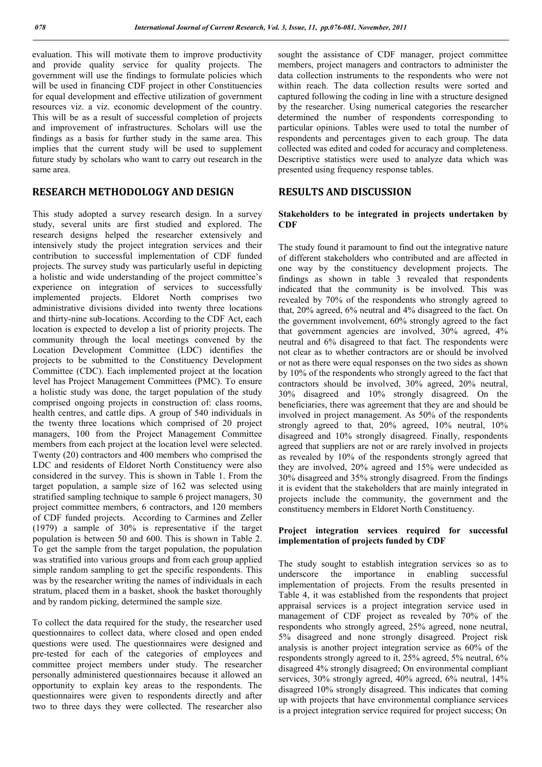evaluation. This will motivate them to improve productivity and provide quality service for quality projects. The government will use the findings to formulate policies which will be used in financing CDF project in other Constituencies for equal development and effective utilization of government resources viz. a viz. economic development of the country. This will be as a result of successful completion of projects and improvement of infrastructures. Scholars will use the findings as a basis for further study in the same area. This implies that the current study will be used to supplement future study by scholars who want to carry out research in the same area.

## RESEARCH METHODOLOGY AND DESIGN

This study adopted a survey research design. In a survey study, several units are first studied and explored. The research designs helped the researcher extensively and intensively study the project integration services and their contribution to successful implementation of CDF funded projects. The survey study was particularly useful in depicting a holistic and wide understanding of the project committee's experience on integration of services to successfully implemented projects. Eldoret North comprises two administrative divisions divided into twenty three locations and thirty-nine sub-locations. According to the CDF Act, each location is expected to develop a list of priority projects. The community through the local meetings convened by the Location Development Committee (LDC) identifies the projects to be submitted to the Constituency Development Committee (CDC). Each implemented project at the location level has Project Management Committees (PMC). To ensure a holistic study was done, the target population of the study comprised ongoing projects in construction of: class rooms, health centres, and cattle dips. A group of 540 individuals in the twenty three locations which comprised of 20 project managers, 100 from the Project Management Committee members from each project at the location level were selected. Twenty (20) contractors and 400 members who comprised the LDC and residents of Eldoret North Constituency were also considered in the survey. This is shown in Table 1. From the target population, a sample size of 162 was selected using stratified sampling technique to sample 6 project managers, 30 project committee members, 6 contractors, and 120 members of CDF funded projects. According to Carmines and Zeller (1979) a sample of 30% is representative if the target population is between 50 and 600. This is shown in Table 2. To get the sample from the target population, the population was stratified into various groups and from each group applied simple random sampling to get the specific respondents. This was by the researcher writing the names of individuals in each stratum, placed them in a basket, shook the basket thoroughly and by random picking, determined the sample size.

To collect the data required for the study, the researcher used questionnaires to collect data, where closed and open ended questions were used. The questionnaires were designed and pre-tested for each of the categories of employees and committee project members under study. The researcher personally administered questionnaires because it allowed an opportunity to explain key areas to the respondents. The questionnaires were given to respondents directly and after two to three days they were collected. The researcher also sought the assistance of CDF manager, project committee members, project managers and contractors to administer the data collection instruments to the respondents who were not within reach. The data collection results were sorted and captured following the coding in line with a structure designed by the researcher. Using numerical categories the researcher determined the number of respondents corresponding to particular opinions. Tables were used to total the number of respondents and percentages given to each group. The data collected was edited and coded for accuracy and completeness. Descriptive statistics were used to analyze data which was presented using frequency response tables.

## RESULTS AND DISCUSSION

### Stakeholders to be integrated in projects undertaken by CDF

The study found it paramount to find out the integrative nature of different stakeholders who contributed and are affected in one way by the constituency development projects. The findings as shown in table 3 revealed that respondents indicated that the community is be involved. This was revealed by 70% of the respondents who strongly agreed to that, 20% agreed, 6% neutral and 4% disagreed to the fact. On the government involvement, 60% strongly agreed to the fact that government agencies are involved, 30% agreed, 4% neutral and 6% disagreed to that fact. The respondents were not clear as to whether contractors are or should be involved or not as there were equal responses on the two sides as shown by 10% of the respondents who strongly agreed to the fact that contractors should be involved, 30% agreed, 20% neutral, 30% disagreed and 10% strongly disagreed. On the beneficiaries, there was agreement that they are and should be involved in project management. As 50% of the respondents strongly agreed to that, 20% agreed, 10% neutral, 10% disagreed and 10% strongly disagreed. Finally, respondents agreed that suppliers are not or are rarely involved in projects as revealed by 10% of the respondents strongly agreed that they are involved, 20% agreed and 15% were undecided as 30% disagreed and 35% strongly disagreed. From the findings it is evident that the stakeholders that are mainly integrated in projects include the community, the government and the constituency members in Eldoret North Constituency.

### Project integration services required for successful implementation of projects funded by CDF

The study sought to establish integration services so as to underscore the importance in enabling successful implementation of projects. From the results presented in Table 4, it was established from the respondents that project appraisal services is a project integration service used in management of CDF project as revealed by 70% of the respondents who strongly agreed, 25% agreed, none neutral, 5% disagreed and none strongly disagreed. Project risk analysis is another project integration service as 60% of the respondents strongly agreed to it, 25% agreed, 5% neutral, 6% disagreed 4% strongly disagreed; On environmental compliant services, 30% strongly agreed, 40% agreed, 6% neutral, 14% disagreed 10% strongly disagreed. This indicates that coming up with projects that have environmental compliance services is a project integration service required for project success; On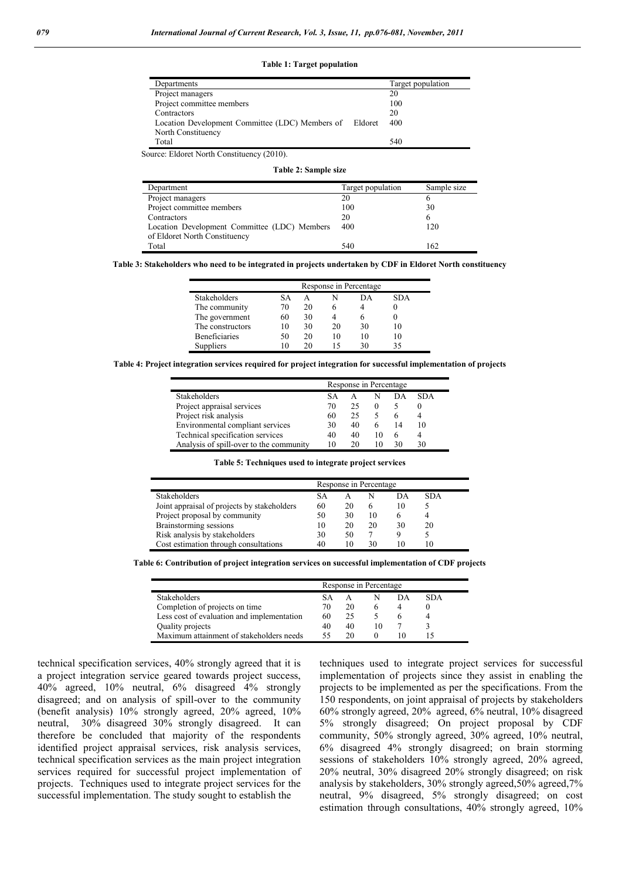**Table 1: Target population**

| Departments | Target population |
|---|---|
| Project managers | 20 |
| Project committee members | 100 |
| Contractors | 20 |
| Location Development Committee (LDC) Members of Eldoret North Constituency | 400 |
| Total | 540 |

Source: Eldoret North Constituency (2010).

**Table 2: Sample size**

| Department | Target population | Sample size |
|---|---|---|
| Project managers | 20 | 6 |
| Project committee members | 100 | 30 |
| Contractors | 20 | 6 |
| Location Development Committee (LDC) Members of Eldoret North Constituency | 400 | 120 |
| Total | 540 | 162 |

**Table 3: Stakeholders who need to be integrated in projects undertaken by CDF in Eldoret North constituency**

| | Response in Percentage | | | | |
|---|---|---|---|---|---|
| Stakeholders | SA | A | N | DA | SDA |
| The community | 70 | 20 | 6 | 4 | 0 |
| The government | 60 | 30 | 4 | 6 | 0 |
| The constructors | 10 | 30 | 20 | 30 | 10 |
| Beneficiaries | 50 | 20 | 10 | 10 | 10 |
| Suppliers | 10 | 20 | 15 | 30 | 35 |

**Table 4: Project integration services required for project integration for successful implementation of projects**

| | Response in Percentage | | | | |
|---|---|---|---|---|---|
| Stakeholders | SA | A | N | DA | SDA |
| Project appraisal services | 70 | 25 | 0 | 5 | 0 |
| Project risk analysis | 60 | 25 | 5 | 6 | 4 |
| Environmental compliant services | 30 | 40 | 6 | 14 | 10 |
| Technical specification services | 40 | 40 | 10 | 6 | 4 |
| Analysis of spill-over to the community | 10 | 20 | 10 | 30 | 30 |

**Table 5: Techniques used to integrate project services**

| | Response in Percentage | | | | |
|---|---|---|---|---|---|
| Stakeholders | SA | A | N | DA | SDA |
| Joint appraisal of projects by stakeholders | 60 | 20 | 6 | 10 | 5 |
| Project proposal by community | 50 | 30 | 10 | 6 | 4 |
| Brainstorming sessions | 10 | 20 | 20 | 30 | 20 |
| Risk analysis by stakeholders | 30 | 50 | 7 | 9 | 5 |
| Cost estimation through consultations | 40 | 10 | 30 | 10 | 10 |

**Table 6: Contribution of project integration services on successful implementation of CDF projects**

| | Response in Percentage | | | | |
|---|---|---|---|---|---|
| Stakeholders | SA | A | N | DA | SDA |
| Completion of projects on time | 70 | 20 | 6 | 4 | 0 |
| Less cost of evaluation and implementation | 60 | 25 | 5 | 6 | 4 |
| Quality projects | 40 | 40 | 10 | 7 | 3 |
| Maximum attainment of stakeholders needs | 55 | 20 | 0 | 10 | 15 |

technical specification services, 40% strongly agreed that it is a project integration service geared towards project success, 40% agreed, 10% neutral, 6% disagreed 4% strongly disagreed; and on analysis of spill-over to the community (benefit analysis) 10% strongly agreed, 20% agreed, 10% neutral, 30% disagreed 30% strongly disagreed. It can therefore be concluded that majority of the respondents identified project appraisal services, risk analysis services, technical specification services as the main project integration services required for successful project implementation of projects. Techniques used to integrate project services for the successful implementation. The study sought to establish the techniques used to integrate project services for successful implementation of projects since they assist in enabling the projects to be implemented as per the specifications. From the 150 respondents, on joint appraisal of projects by stakeholders 60% strongly agreed, 20% agreed, 6% neutral, 10% disagreed 5% strongly disagreed; On project proposal by CDF community, 50% strongly agreed, 30% agreed, 10% neutral, 6% disagreed 4% strongly disagreed; on brain storming sessions of stakeholders 10% strongly agreed, 20% agreed, 20% neutral, 30% disagreed 20% strongly disagreed; on risk analysis by stakeholders, 30% strongly agreed,50% agreed,7% neutral, 9% disagreed, 5% strongly disagreed; on cost estimation through consultations, 40% strongly agreed, 10%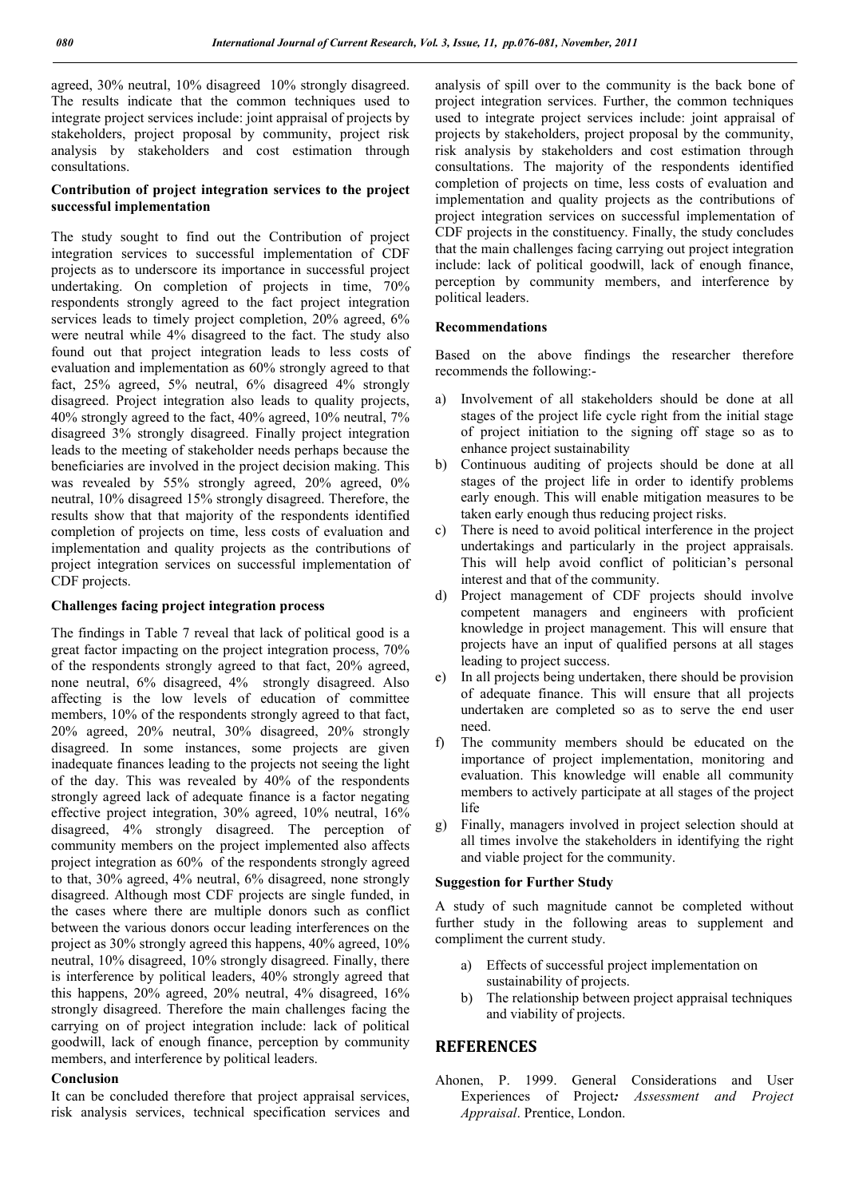agreed, 30% neutral, 10% disagreed 10% strongly disagreed. The results indicate that the common techniques used to integrate project services include: joint appraisal of projects by stakeholders, project proposal by community, project risk analysis by stakeholders and cost estimation through consultations.

**Contribution of project integration services to the project successful implementation**

The study sought to find out the Contribution of project integration services to successful implementation of CDF projects as to underscore its importance in successful project undertaking. On completion of projects in time, 70% respondents strongly agreed to the fact project integration services leads to timely project completion, 20% agreed, 6% were neutral while 4% disagreed to the fact. The study also found out that project integration leads to less costs of evaluation and implementation as 60% strongly agreed to that fact, 25% agreed, 5% neutral, 6% disagreed 4% strongly disagreed. Project integration also leads to quality projects, 40% strongly agreed to the fact, 40% agreed, 10% neutral, 7% disagreed 3% strongly disagreed. Finally project integration leads to the meeting of stakeholder needs perhaps because the beneficiaries are involved in the project decision making. This was revealed by 55% strongly agreed, 20% agreed, 0% neutral, 10% disagreed 15% strongly disagreed. Therefore, the results show that that majority of the respondents identified completion of projects on time, less costs of evaluation and implementation and quality projects as the contributions of project integration services on successful implementation of CDF projects.

**Challenges facing project integration process**

The findings in Table 7 reveal that lack of political good is a great factor impacting on the project integration process, 70% of the respondents strongly agreed to that fact, 20% agreed, none neutral, 6% disagreed, 4% strongly disagreed. Also affecting is the low levels of education of committee members, 10% of the respondents strongly agreed to that fact, 20% agreed, 20% neutral, 30% disagreed, 20% strongly disagreed. In some instances, some projects are given inadequate finances leading to the projects not seeing the light of the day. This was revealed by 40% of the respondents strongly agreed lack of adequate finance is a factor negating effective project integration, 30% agreed, 10% neutral, 16% disagreed, 4% strongly disagreed. The perception of community members on the project implemented also affects project integration as 60% of the respondents strongly agreed to that, 30% agreed, 4% neutral, 6% disagreed, none strongly disagreed. Although most CDF projects are single funded, in the cases where there are multiple donors such as conflict between the various donors occur leading interferences on the project as 30% strongly agreed this happens, 40% agreed, 10% neutral, 10% disagreed, 10% strongly disagreed. Finally, there is interference by political leaders, 40% strongly agreed that this happens, 20% agreed, 20% neutral, 4% disagreed, 16% strongly disagreed. Therefore the main challenges facing the carrying on of project integration include: lack of political goodwill, lack of enough finance, perception by community members, and interference by political leaders.

**Conclusion**

It can be concluded therefore that project appraisal services, risk analysis services, technical specification services and analysis of spill over to the community is the back bone of project integration services. Further, the common techniques used to integrate project services include: joint appraisal of projects by stakeholders, project proposal by the community, risk analysis by stakeholders and cost estimation through consultations. The majority of the respondents identified completion of projects on time, less costs of evaluation and implementation and quality projects as the contributions of project integration services on successful implementation of CDF projects in the constituency. Finally, the study concludes that the main challenges facing carrying out project integration include: lack of political goodwill, lack of enough finance, perception by community members, and interference by political leaders.

**Recommendations**

Based on the above findings the researcher therefore recommends the following:-

a) Involvement of all stakeholders should be done at all stages of the project life cycle right from the initial stage of project initiation to the signing off stage so as to enhance project sustainability
b) Continuous auditing of projects should be done at all stages of the project life in order to identify problems early enough. This will enable mitigation measures to be taken early enough thus reducing project risks.
c) There is need to avoid political interference in the project undertakings and particularly in the project appraisals. This will help avoid conflict of politician's personal interest and that of the community.
d) Project management of CDF projects should involve competent managers and engineers with proficient knowledge in project management. This will ensure that projects have an input of qualified persons at all stages leading to project success.
e) In all projects being undertaken, there should be provision of adequate finance. This will ensure that all projects undertaken are completed so as to serve the end user need.
f) The community members should be educated on the importance of project implementation, monitoring and evaluation. This knowledge will enable all community members to actively participate at all stages of the project life
g) Finally, managers involved in project selection should at all times involve the stakeholders in identifying the right and viable project for the community.

**Suggestion for Further Study**

A study of such magnitude cannot be completed without further study in the following areas to supplement and compliment the current study.

a) Effects of successful project implementation on sustainability of projects.
b) The relationship between project appraisal techniques and viability of projects.

## REFERENCES

Ahonen, P. 1999. General Considerations and User Experiences of Project*: Assessment and Project Appraisal*. Prentice, London.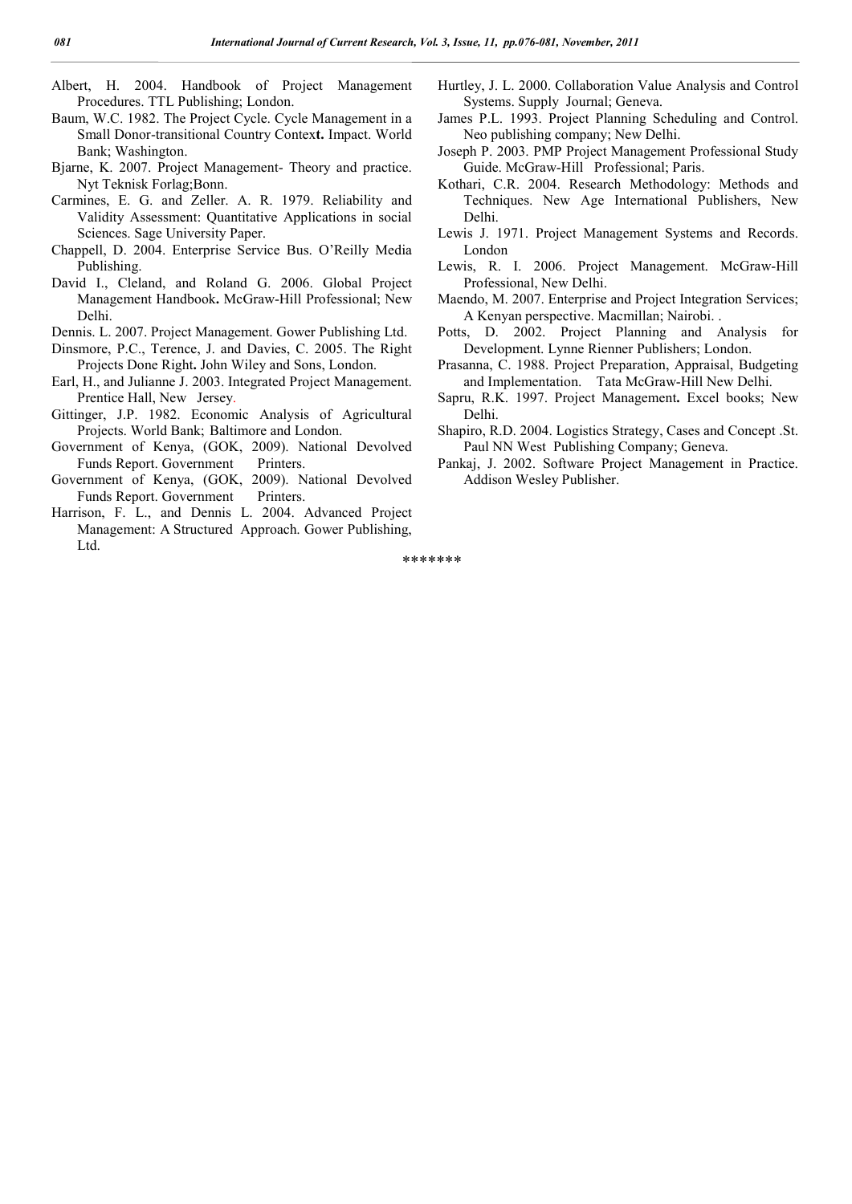Albert, H. 2004. Handbook of Project Management Procedures. TTL Publishing; London.

Baum, W.C. 1982. The Project Cycle. Cycle Management in a Small Donor-transitional Country Context**.** Impact. World Bank; Washington.

Bjarne, K. 2007. Project Management- Theory and practice. Nyt Teknisk Forlag;Bonn.

Carmines, E. G. and Zeller. A. R. 1979. Reliability and Validity Assessment: Quantitative Applications in social Sciences. Sage University Paper.

Chappell, D. 2004. Enterprise Service Bus. O'Reilly Media Publishing.

David I., Cleland, and Roland G. 2006. Global Project Management Handbook**.** McGraw-Hill Professional; New Delhi.

Dennis. L. 2007. Project Management. Gower Publishing Ltd.

Dinsmore, P.C., Terence, J. and Davies, C. 2005. The Right Projects Done Right**.** John Wiley and Sons, London.

Earl, H., and Julianne J. 2003. Integrated Project Management. Prentice Hall, New Jersey.

Gittinger, J.P. 1982. Economic Analysis of Agricultural Projects. World Bank; Baltimore and London.

Government of Kenya, (GOK, 2009). National Devolved Funds Report. Government Printers.

Government of Kenya, (GOK, 2009). National Devolved Funds Report. Government Printers.

Harrison, F. L., and Dennis L. 2004. Advanced Project Management: A Structured Approach. Gower Publishing, Ltd.

Hurtley, J. L. 2000. Collaboration Value Analysis and Control Systems. Supply Journal; Geneva.

James P.L. 1993. Project Planning Scheduling and Control. Neo publishing company; New Delhi.

Joseph P. 2003. PMP Project Management Professional Study Guide. McGraw-Hill Professional; Paris.

Kothari, C.R. 2004. Research Methodology: Methods and Techniques. New Age International Publishers, New Delhi.

Lewis J. 1971. Project Management Systems and Records. London

Lewis, R. I. 2006. Project Management. McGraw-Hill Professional, New Delhi.

Maendo, M. 2007. Enterprise and Project Integration Services; A Kenyan perspective. Macmillan; Nairobi. .

Potts, D. 2002. Project Planning and Analysis for Development. Lynne Rienner Publishers; London.

Prasanna, C. 1988. Project Preparation, Appraisal, Budgeting and Implementation. Tata McGraw-Hill New Delhi.

Sapru, R.K. 1997. Project Management**.** Excel books; New Delhi.

Shapiro, R.D. 2004. Logistics Strategy, Cases and Concept .St. Paul NN West Publishing Company; Geneva.

Pankaj, J. 2002. Software Project Management in Practice. Addison Wesley Publisher.

*******